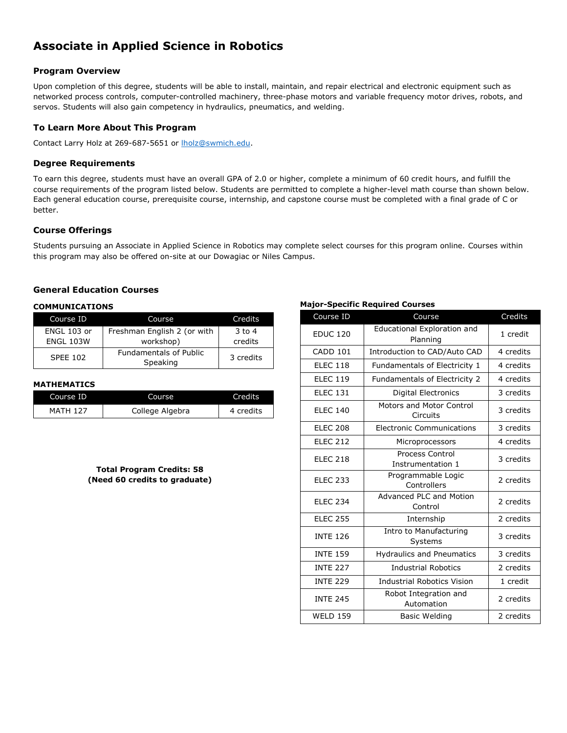# Associate in Applied Science in Robotics

### Program Overview

Upon completion of this degree, students will be able to install, maintain, and repair electrical and electronic equipment such as networked process controls, computer-controlled machinery, three-phase motors and variable frequency motor drives, robots, and servos. Students will also gain competency in hydraulics, pneumatics, and welding.

### To Learn More About This Program

Contact Larry Holz at 269-687-5651 or lholz@swmich.edu.

### Degree Requirements

To earn this degree, students must have an overall GPA of 2.0 or higher, complete a minimum of 60 credit hours, and fulfill the course requirements of the program listed below. Students are permitted to complete a higher-level math course than shown below. Each general education course, prerequisite course, internship, and capstone course must be completed with a final grade of C or better.

### Course Offerings

Students pursuing an Associate in Applied Science in Robotics may complete select courses for this program online. Courses within this program may also be offered on-site at our Dowagiac or Niles Campus.

### General Education Courses

**COMMUNICATIONS**

| Course ID | Course | Credits |
| --- | --- | --- |
| ENGL 103 or ENGL 103W | Freshman English 2 (or with workshop) | 3 to 4 credits |
| SPEE 102 | Fundamentals of Public Speaking | 3 credits |

**MATHEMATICS**

| Course ID | Course | Credits |
| --- | --- | --- |
| MATH 127 | College Algebra | 4 credits |

**Total Program Credits: 58**
**(Need 60 credits to graduate)**

**Major-Specific Required Courses**

| Course ID | Course | Credits |
| --- | --- | --- |
| EDUC 120 | Educational Exploration and Planning | 1 credit |
| CADD 101 | Introduction to CAD/Auto CAD | 4 credits |
| ELEC 118 | Fundamentals of Electricity 1 | 4 credits |
| ELEC 119 | Fundamentals of Electricity 2 | 4 credits |
| ELEC 131 | Digital Electronics | 3 credits |
| ELEC 140 | Motors and Motor Control Circuits | 3 credits |
| ELEC 208 | Electronic Communications | 3 credits |
| ELEC 212 | Microprocessors | 4 credits |
| ELEC 218 | Process Control Instrumentation 1 | 3 credits |
| ELEC 233 | Programmable Logic Controllers | 2 credits |
| ELEC 234 | Advanced PLC and Motion Control | 2 credits |
| ELEC 255 | Internship | 2 credits |
| INTE 126 | Intro to Manufacturing Systems | 3 credits |
| INTE 159 | Hydraulics and Pneumatics | 3 credits |
| INTE 227 | Industrial Robotics | 2 credits |
| INTE 229 | Industrial Robotics Vision | 1 credit |
| INTE 245 | Robot Integration and Automation | 2 credits |
| WELD 159 | Basic Welding | 2 credits |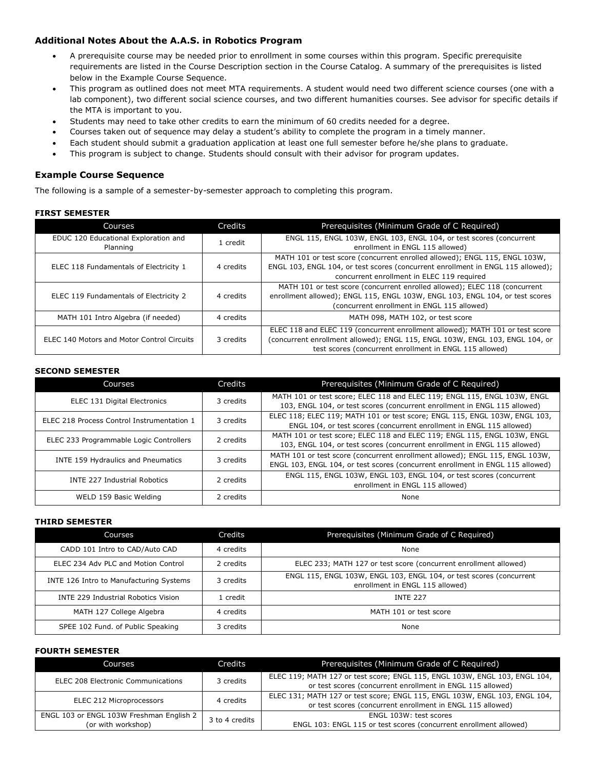### Additional Notes About the A.A.S. in Robotics Program

- A prerequisite course may be needed prior to enrollment in some courses within this program. Specific prerequisite requirements are listed in the Course Description section in the Course Catalog. A summary of the prerequisites is listed below in the Example Course Sequence.
- This program as outlined does not meet MTA requirements. A student would need two different science courses (one with a lab component), two different social science courses, and two different humanities courses. See advisor for specific details if the MTA is important to you.
- Students may need to take other credits to earn the minimum of 60 credits needed for a degree.
- Courses taken out of sequence may delay a student's ability to complete the program in a timely manner.
- Each student should submit a graduation application at least one full semester before he/she plans to graduate.
- This program is subject to change. Students should consult with their advisor for program updates.

### Example Course Sequence

The following is a sample of a semester-by-semester approach to completing this program.

**FIRST SEMESTER**

| Courses | Credits | Prerequisites (Minimum Grade of C Required) |
|---|---|---|
| EDUC 120 Educational Exploration and Planning | 1 credit | ENGL 115, ENGL 103W, ENGL 103, ENGL 104, or test scores (concurrent enrollment in ENGL 115 allowed) |
| ELEC 118 Fundamentals of Electricity 1 | 4 credits | MATH 101 or test score (concurrent enrolled allowed); ENGL 115, ENGL 103W, ENGL 103, ENGL 104, or test scores (concurrent enrollment in ENGL 115 allowed); concurrent enrollment in ELEC 119 required |
| ELEC 119 Fundamentals of Electricity 2 | 4 credits | MATH 101 or test score (concurrent enrolled allowed); ELEC 118 (concurrent enrollment allowed); ENGL 115, ENGL 103W, ENGL 103, ENGL 104, or test scores (concurrent enrollment in ENGL 115 allowed) |
| MATH 101 Intro Algebra (if needed) | 4 credits | MATH 098, MATH 102, or test score |
| ELEC 140 Motors and Motor Control Circuits | 3 credits | ELEC 118 and ELEC 119 (concurrent enrollment allowed); MATH 101 or test score (concurrent enrollment allowed); ENGL 115, ENGL 103W, ENGL 103, ENGL 104, or test scores (concurrent enrollment in ENGL 115 allowed) |

**SECOND SEMESTER**

| Courses | Credits | Prerequisites (Minimum Grade of C Required) |
|---|---|---|
| ELEC 131 Digital Electronics | 3 credits | MATH 101 or test score; ELEC 118 and ELEC 119; ENGL 115, ENGL 103W, ENGL 103, ENGL 104, or test scores (concurrent enrollment in ENGL 115 allowed) |
| ELEC 218 Process Control Instrumentation 1 | 3 credits | ELEC 118; ELEC 119; MATH 101 or test score; ENGL 115, ENGL 103W, ENGL 103, ENGL 104, or test scores (concurrent enrollment in ENGL 115 allowed) |
| ELEC 233 Programmable Logic Controllers | 2 credits | MATH 101 or test score; ELEC 118 and ELEC 119; ENGL 115, ENGL 103W, ENGL 103, ENGL 104, or test scores (concurrent enrollment in ENGL 115 allowed) |
| INTE 159 Hydraulics and Pneumatics | 3 credits | MATH 101 or test score (concurrent enrollment allowed); ENGL 115, ENGL 103W, ENGL 103, ENGL 104, or test scores (concurrent enrollment in ENGL 115 allowed) |
| INTE 227 Industrial Robotics | 2 credits | ENGL 115, ENGL 103W, ENGL 103, ENGL 104, or test scores (concurrent enrollment in ENGL 115 allowed) |
| WELD 159 Basic Welding | 2 credits | None |

**THIRD SEMESTER**

| Courses | Credits | Prerequisites (Minimum Grade of C Required) |
|---|---|---|
| CADD 101 Intro to CAD/Auto CAD | 4 credits | None |
| ELEC 234 Adv PLC and Motion Control | 2 credits | ELEC 233; MATH 127 or test score (concurrent enrollment allowed) |
| INTE 126 Intro to Manufacturing Systems | 3 credits | ENGL 115, ENGL 103W, ENGL 103, ENGL 104, or test scores (concurrent enrollment in ENGL 115 allowed) |
| INTE 229 Industrial Robotics Vision | 1 credit | INTE 227 |
| MATH 127 College Algebra | 4 credits | MATH 101 or test score |
| SPEE 102 Fund. of Public Speaking | 3 credits | None |

**FOURTH SEMESTER**

| Courses | Credits | Prerequisites (Minimum Grade of C Required) |
|---|---|---|
| ELEC 208 Electronic Communications | 3 credits | ELEC 119; MATH 127 or test score; ENGL 115, ENGL 103W, ENGL 103, ENGL 104, or test scores (concurrent enrollment in ENGL 115 allowed) |
| ELEC 212 Microprocessors | 4 credits | ELEC 131; MATH 127 or test score; ENGL 115, ENGL 103W, ENGL 103, ENGL 104, or test scores (concurrent enrollment in ENGL 115 allowed) |
| ENGL 103 or ENGL 103W Freshman English 2 (or with workshop) | 3 to 4 credits | ENGL 103W: test scores<br>ENGL 103: ENGL 115 or test scores (concurrent enrollment allowed) |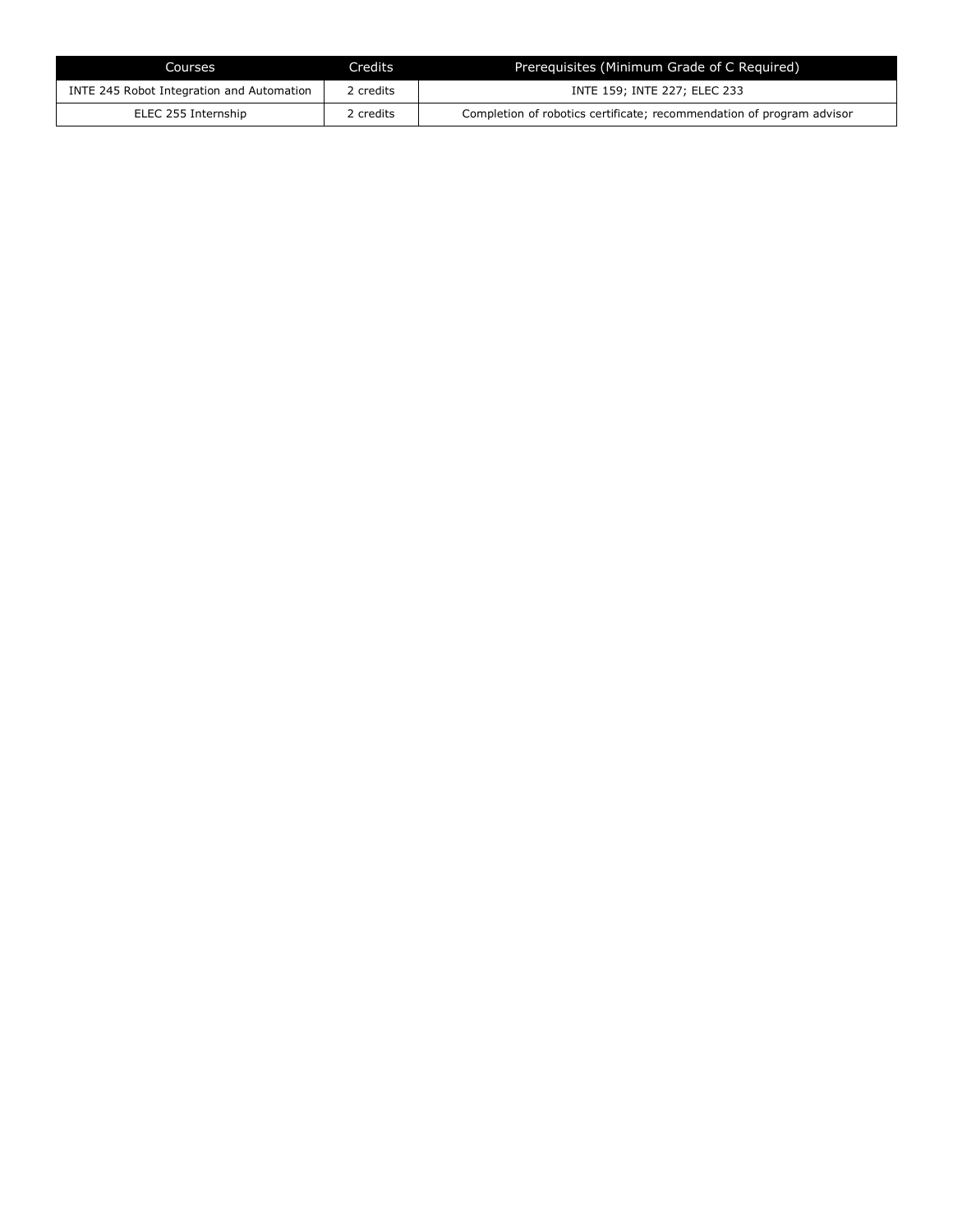| Courses | Credits | Prerequisites (Minimum Grade of C Required) |
|---|---|---|
| INTE 245 Robot Integration and Automation | 2 credits | INTE 159; INTE 227; ELEC 233 |
| ELEC 255 Internship | 2 credits | Completion of robotics certificate; recommendation of program advisor |